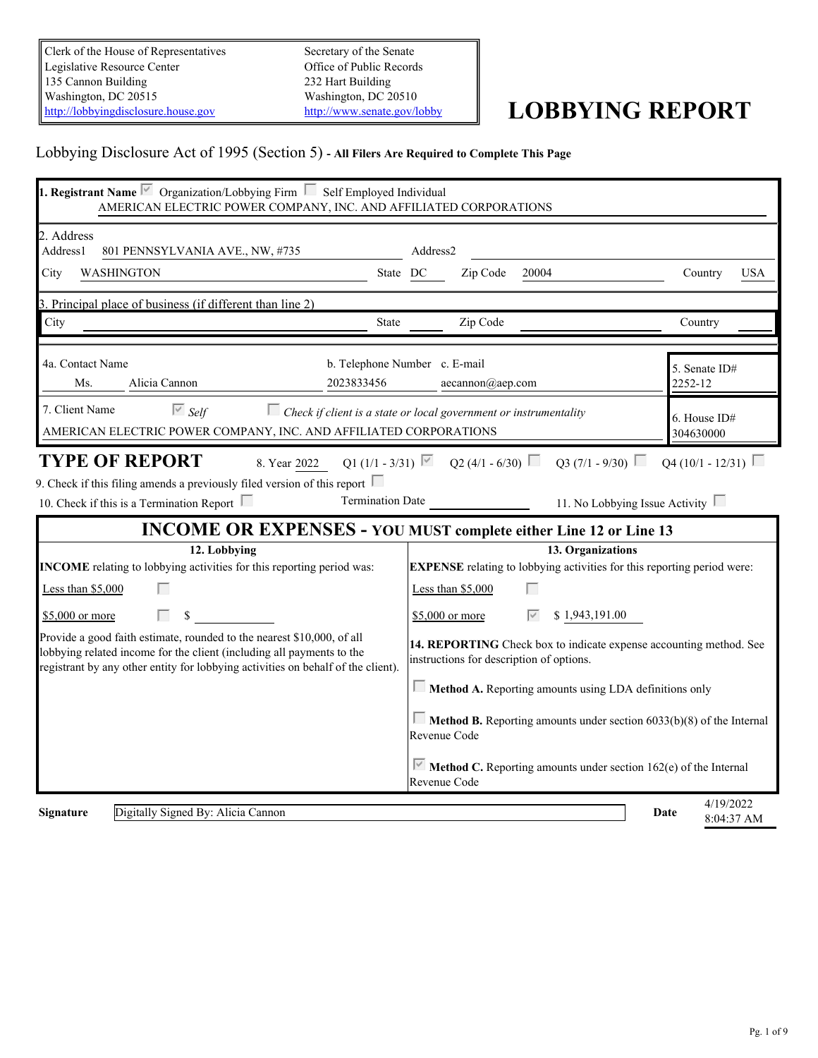| Clerk of the House of Representatives | Secretary of the Senate |
|---|---|
| Legislative Resource Center | Office of Public Records |
| 135 Cannon Building | 232 Hart Building |
| Washington, DC 20515 | Washington, DC 20510 |
| http://lobbyingdisclosure.house.gov | http://www.senate.gov/lobby |

# LOBBYING REPORT

Lobbying Disclosure Act of 1995 (Section 5) - **All Filers Are Required to Complete This Page**

**1. Registrant Name** ☑ Organization/Lobbying Firm ☐ Self Employed Individual
AMERICAN ELECTRIC POWER COMPANY, INC. AND AFFILIATED CORPORATIONS

2. Address
Address1: 801 PENNSYLVANIA AVE., NW, #735  Address2:
City: WASHINGTON  State: DC  Zip Code: 20004  Country: USA

3. Principal place of business (if different than line 2)
City:  State:  Zip Code:  Country:

4a. Contact Name: Ms. Alicia Cannon
b. Telephone Number: 2023833456
c. E-mail: aecannon@aep.com

5. Senate ID#: 2252-12

7. Client Name ☑ *Self* ☐ *Check if client is a state or local government or instrumentality*
AMERICAN ELECTRIC POWER COMPANY, INC. AND AFFILIATED CORPORATIONS

6. House ID#: 304630000

## TYPE OF REPORT

8. Year 2022  Q1 (1/1 - 3/31) ☑  Q2 (4/1 - 6/30) ☐  Q3 (7/1 - 9/30) ☐  Q4 (10/1 - 12/31) ☐

9. Check if this filing amends a previously filed version of this report ☐

10. Check if this is a Termination Report ☐  Termination Date ______  11. No Lobbying Issue Activity ☐

## INCOME OR EXPENSES - YOU MUST complete either Line 12 or Line 13

**12. Lobbying**

**INCOME** relating to lobbying activities for this reporting period was:

Less than $5,000 ☐

$5,000 or more ☐ $

Provide a good faith estimate, rounded to the nearest $10,000, of all lobbying related income for the client (including all payments to the registrant by any other entity for lobbying activities on behalf of the client).

**13. Organizations**

**EXPENSE** relating to lobbying activities for this reporting period were:

Less than $5,000 ☐

$5,000 or more ☑ $ 1,943,191.00

**14. REPORTING** Check box to indicate expense accounting method. See instructions for description of options.

☐ **Method A.** Reporting amounts using LDA definitions only

☐ **Method B.** Reporting amounts under section 6033(b)(8) of the Internal Revenue Code

☑ **Method C.** Reporting amounts under section 162(e) of the Internal Revenue Code

**Signature** Digitally Signed By: Alicia Cannon  **Date** 4/19/2022 8:04:37 AM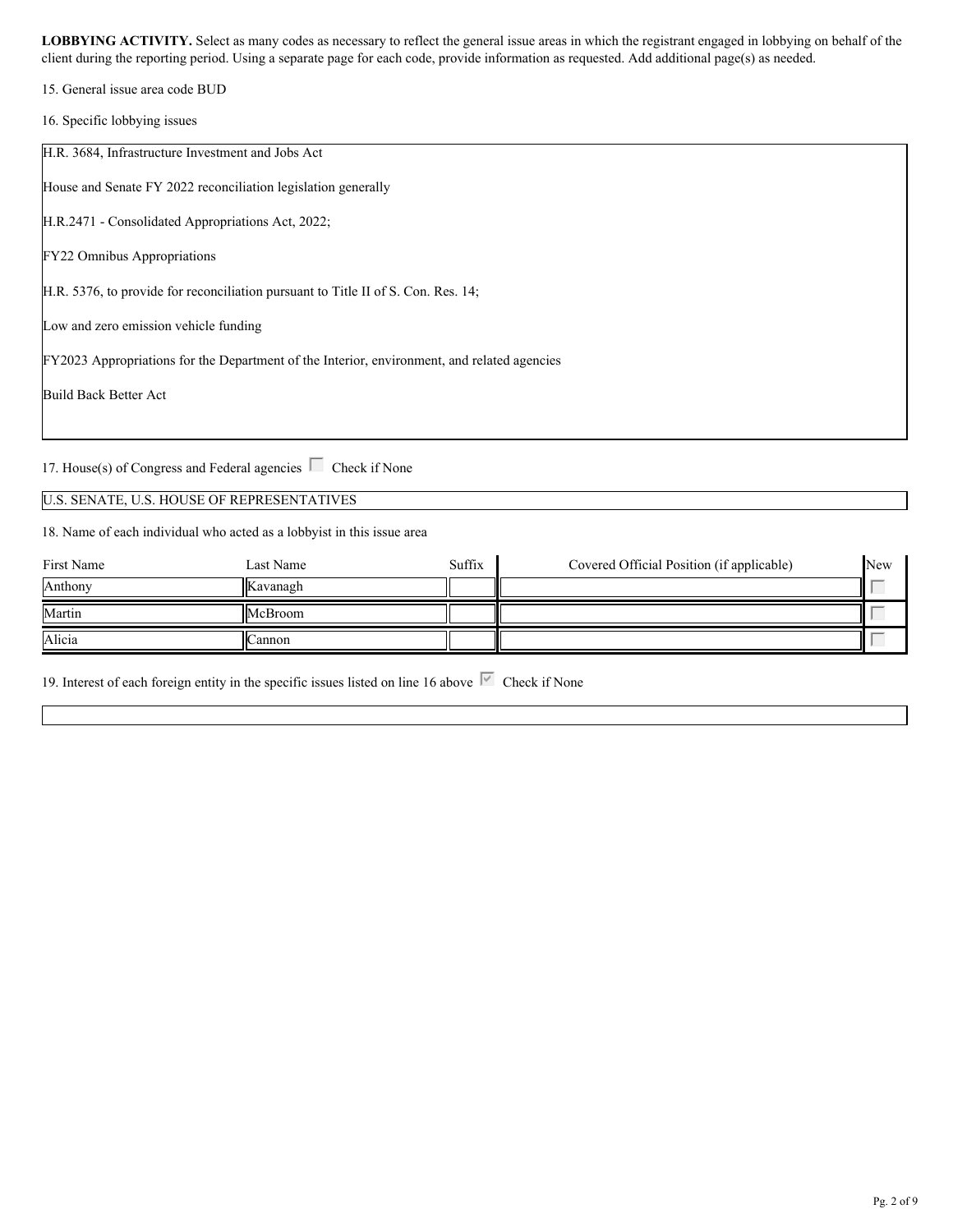**LOBBYING ACTIVITY.** Select as many codes as necessary to reflect the general issue areas in which the registrant engaged in lobbying on behalf of the client during the reporting period. Using a separate page for each code, provide information as requested. Add additional page(s) as needed.

15. General issue area code BUD

16. Specific lobbying issues

H.R. 3684, Infrastructure Investment and Jobs Act

House and Senate FY 2022 reconciliation legislation generally

H.R.2471 - Consolidated Appropriations Act, 2022;

FY22 Omnibus Appropriations

H.R. 5376, to provide for reconciliation pursuant to Title II of S. Con. Res. 14;

Low and zero emission vehicle funding

FY2023 Appropriations for the Department of the Interior, environment, and related agencies

Build Back Better Act

17. House(s) of Congress and Federal agencies ☐ Check if None

U.S. SENATE, U.S. HOUSE OF REPRESENTATIVES

18. Name of each individual who acted as a lobbyist in this issue area

| First Name | Last Name | Suffix | Covered Official Position (if applicable) | New |
|---|---|---|---|---|
| Anthony | Kavanagh | | | ☐ |
| Martin | McBroom | | | ☐ |
| Alicia | Cannon | | | ☐ |

19. Interest of each foreign entity in the specific issues listed on line 16 above ☑ Check if None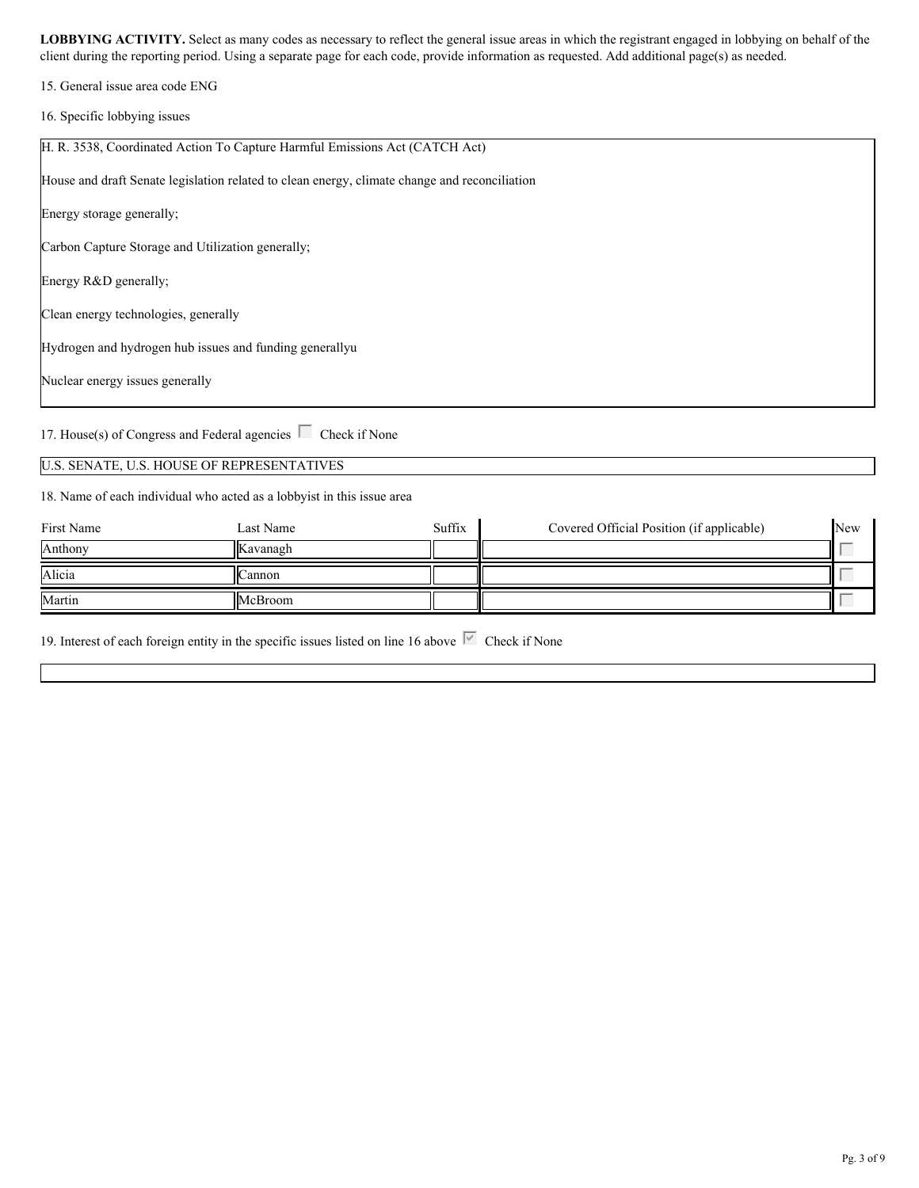**LOBBYING ACTIVITY.** Select as many codes as necessary to reflect the general issue areas in which the registrant engaged in lobbying on behalf of the client during the reporting period. Using a separate page for each code, provide information as requested. Add additional page(s) as needed.

15. General issue area code ENG

16. Specific lobbying issues

H. R. 3538, Coordinated Action To Capture Harmful Emissions Act (CATCH Act)

House and draft Senate legislation related to clean energy, climate change and reconciliation

Energy storage generally;

Carbon Capture Storage and Utilization generally;

Energy R&D generally;

Clean energy technologies, generally

Hydrogen and hydrogen hub issues and funding generallyu

Nuclear energy issues generally

17. House(s) of Congress and Federal agencies ☐ Check if None

U.S. SENATE, U.S. HOUSE OF REPRESENTATIVES

18. Name of each individual who acted as a lobbyist in this issue area

| First Name | Last Name | Suffix | Covered Official Position (if applicable) | New |
|---|---|---|---|---|
| Anthony | Kavanagh | | | ☐ |
| Alicia | Cannon | | | ☐ |
| Martin | McBroom | | | ☐ |

19. Interest of each foreign entity in the specific issues listed on line 16 above ☑ Check if None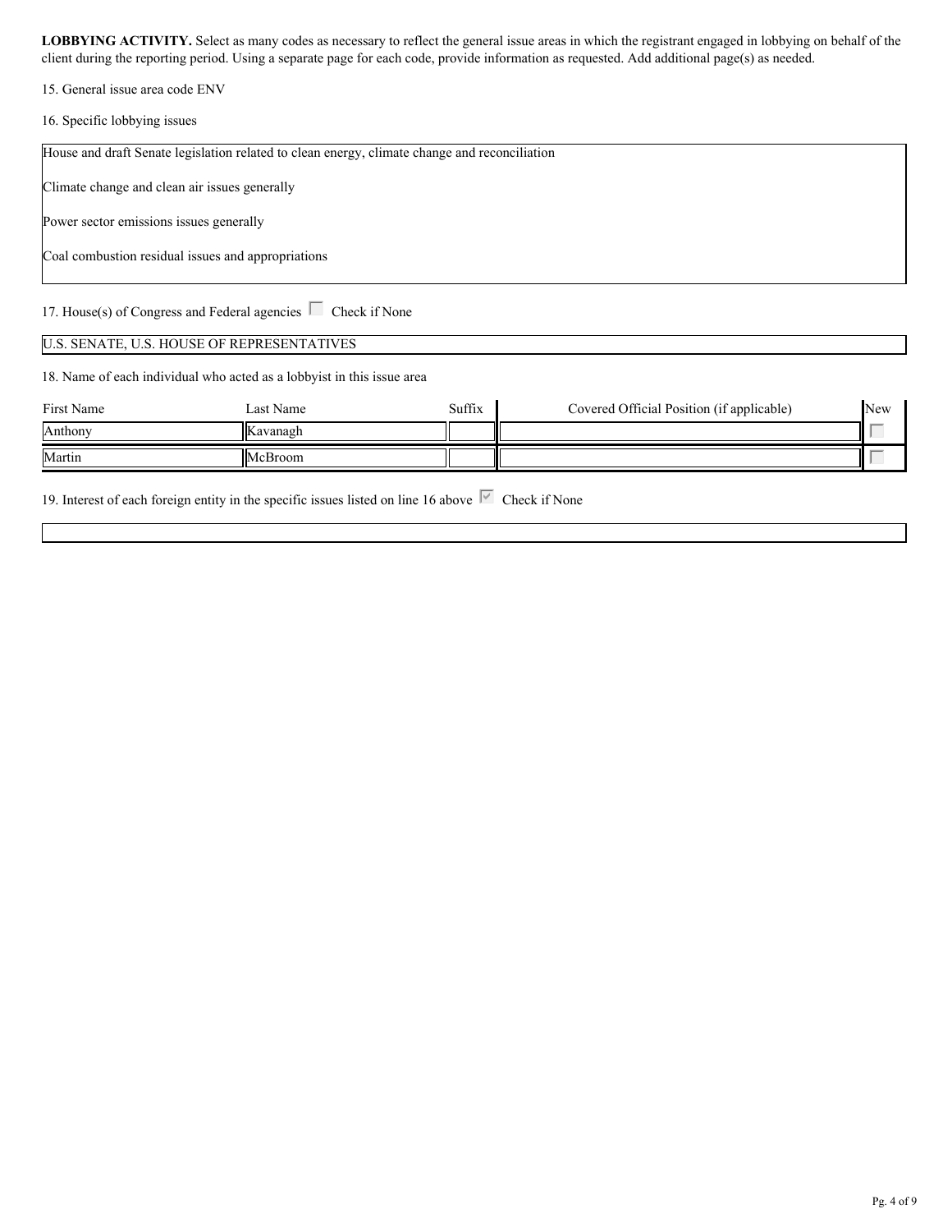**LOBBYING ACTIVITY.** Select as many codes as necessary to reflect the general issue areas in which the registrant engaged in lobbying on behalf of the client during the reporting period. Using a separate page for each code, provide information as requested. Add additional page(s) as needed.

15. General issue area code ENV

16. Specific lobbying issues

House and draft Senate legislation related to clean energy, climate change and reconciliation

Climate change and clean air issues generally

Power sector emissions issues generally

Coal combustion residual issues and appropriations

17. House(s) of Congress and Federal agencies ☐ Check if None

U.S. SENATE, U.S. HOUSE OF REPRESENTATIVES

18. Name of each individual who acted as a lobbyist in this issue area

| First Name | Last Name | Suffix | Covered Official Position (if applicable) | New |
|---|---|---|---|---|
| Anthony | Kavanagh | | | ☐ |
| Martin | McBroom | | | ☐ |

19. Interest of each foreign entity in the specific issues listed on line 16 above ☑ Check if None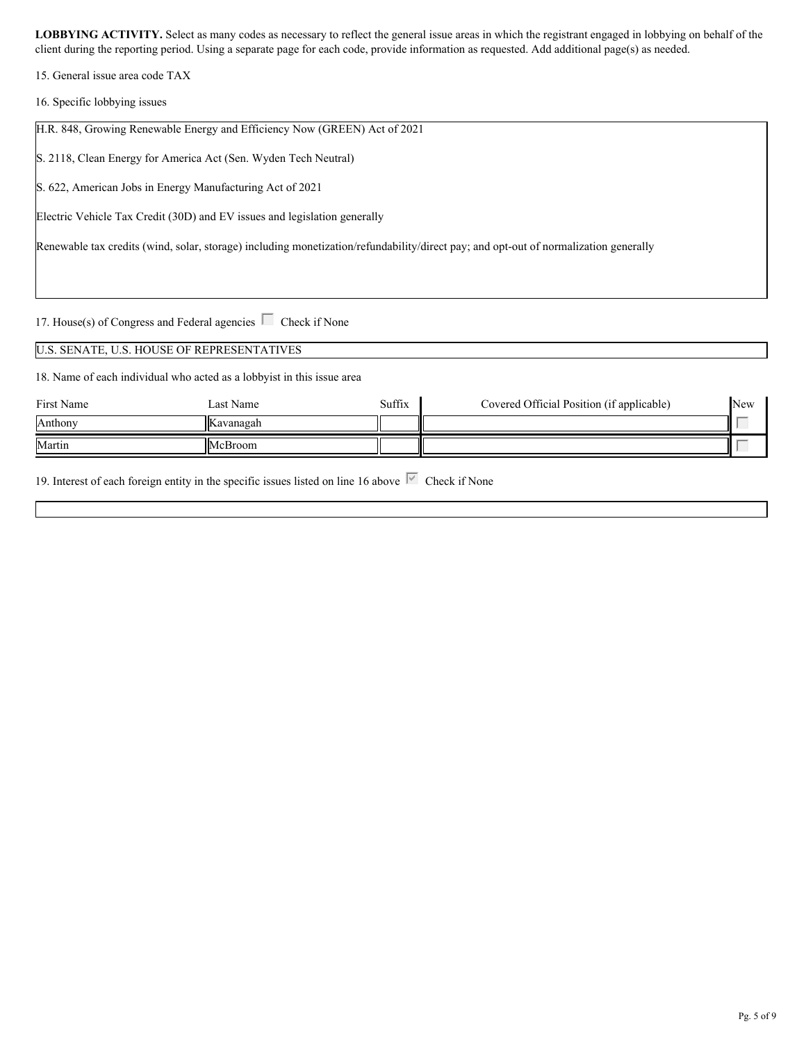**LOBBYING ACTIVITY.** Select as many codes as necessary to reflect the general issue areas in which the registrant engaged in lobbying on behalf of the client during the reporting period. Using a separate page for each code, provide information as requested. Add additional page(s) as needed.

15. General issue area code TAX

16. Specific lobbying issues

H.R. 848, Growing Renewable Energy and Efficiency Now (GREEN) Act of 2021

S. 2118, Clean Energy for America Act (Sen. Wyden Tech Neutral)

S. 622, American Jobs in Energy Manufacturing Act of 2021

Electric Vehicle Tax Credit (30D) and EV issues and legislation generally

Renewable tax credits (wind, solar, storage) including monetization/refundability/direct pay; and opt-out of normalization generally

17. House(s) of Congress and Federal agencies ☐ Check if None

U.S. SENATE, U.S. HOUSE OF REPRESENTATIVES

18. Name of each individual who acted as a lobbyist in this issue area

| First Name | Last Name | Suffix | Covered Official Position (if applicable) | New |
|---|---|---|---|---|
| Anthony | Kavanagah | | | ☐ |
| Martin | McBroom | | | ☐ |

19. Interest of each foreign entity in the specific issues listed on line 16 above ☑ Check if None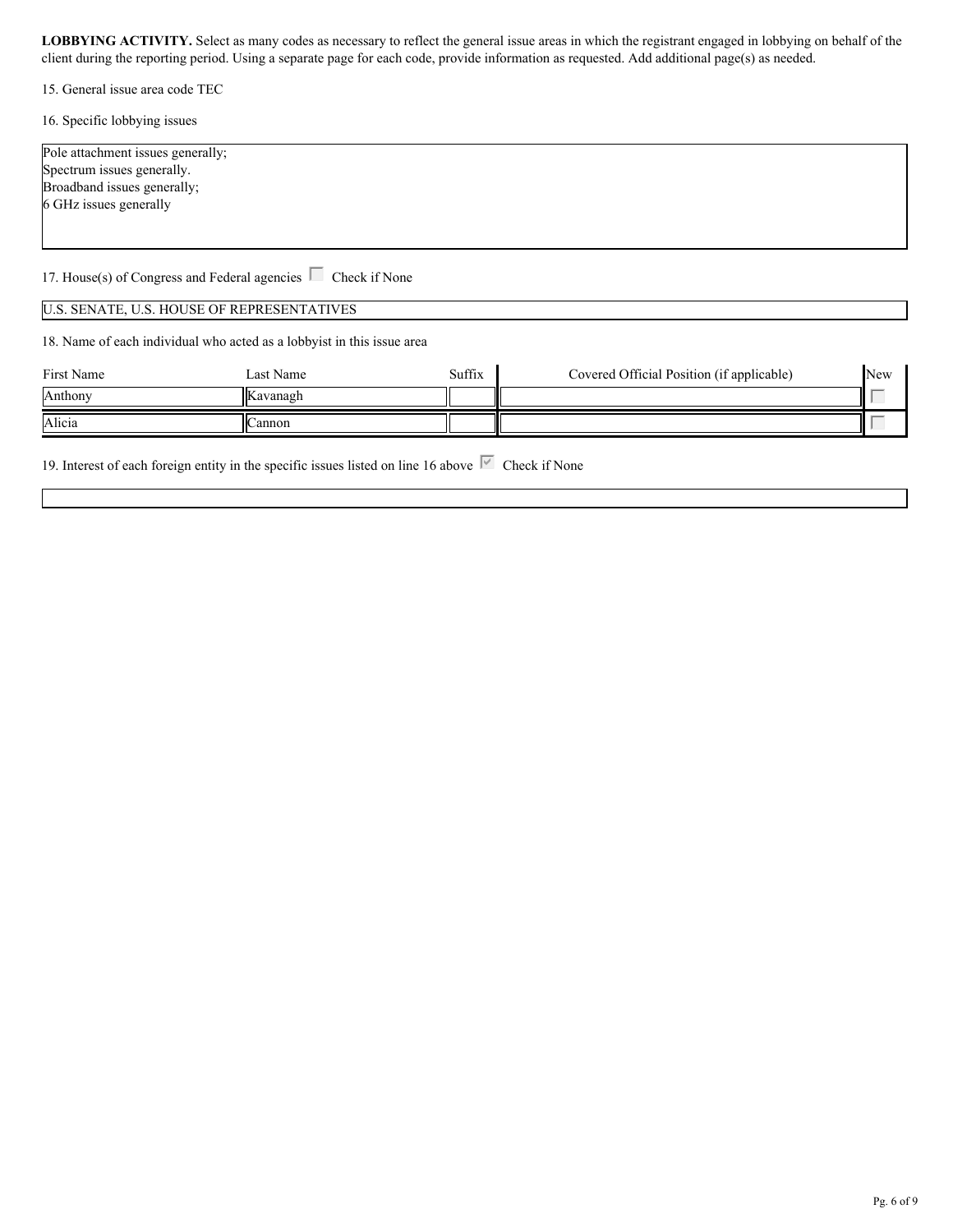**LOBBYING ACTIVITY.** Select as many codes as necessary to reflect the general issue areas in which the registrant engaged in lobbying on behalf of the client during the reporting period. Using a separate page for each code, provide information as requested. Add additional page(s) as needed.

15. General issue area code TEC

16. Specific lobbying issues

Pole attachment issues generally;
Spectrum issues generally.
Broadband issues generally;
6 GHz issues generally

17. House(s) of Congress and Federal agencies ☐ Check if None

U.S. SENATE, U.S. HOUSE OF REPRESENTATIVES

18. Name of each individual who acted as a lobbyist in this issue area

| First Name | Last Name | Suffix | Covered Official Position (if applicable) | New |
|---|---|---|---|---|
| Anthony | Kavanagh | | | ☐ |
| Alicia | Cannon | | | ☐ |

19. Interest of each foreign entity in the specific issues listed on line 16 above ☑ Check if None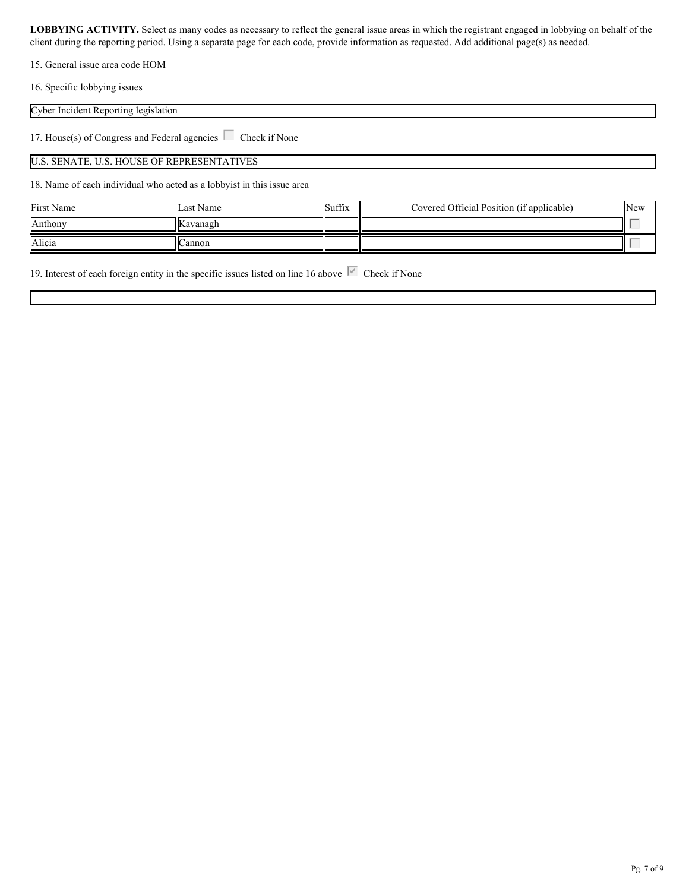**LOBBYING ACTIVITY.** Select as many codes as necessary to reflect the general issue areas in which the registrant engaged in lobbying on behalf of the client during the reporting period. Using a separate page for each code, provide information as requested. Add additional page(s) as needed.

15. General issue area code HOM

16. Specific lobbying issues

Cyber Incident Reporting legislation

17. House(s) of Congress and Federal agencies ☐ Check if None

U.S. SENATE, U.S. HOUSE OF REPRESENTATIVES

18. Name of each individual who acted as a lobbyist in this issue area

| First Name | Last Name | Suffix | Covered Official Position (if applicable) | New |
|---|---|---|---|---|
| Anthony | Kavanagh | | | ☐ |
| Alicia | Cannon | | | ☐ |

19. Interest of each foreign entity in the specific issues listed on line 16 above ☑ Check if None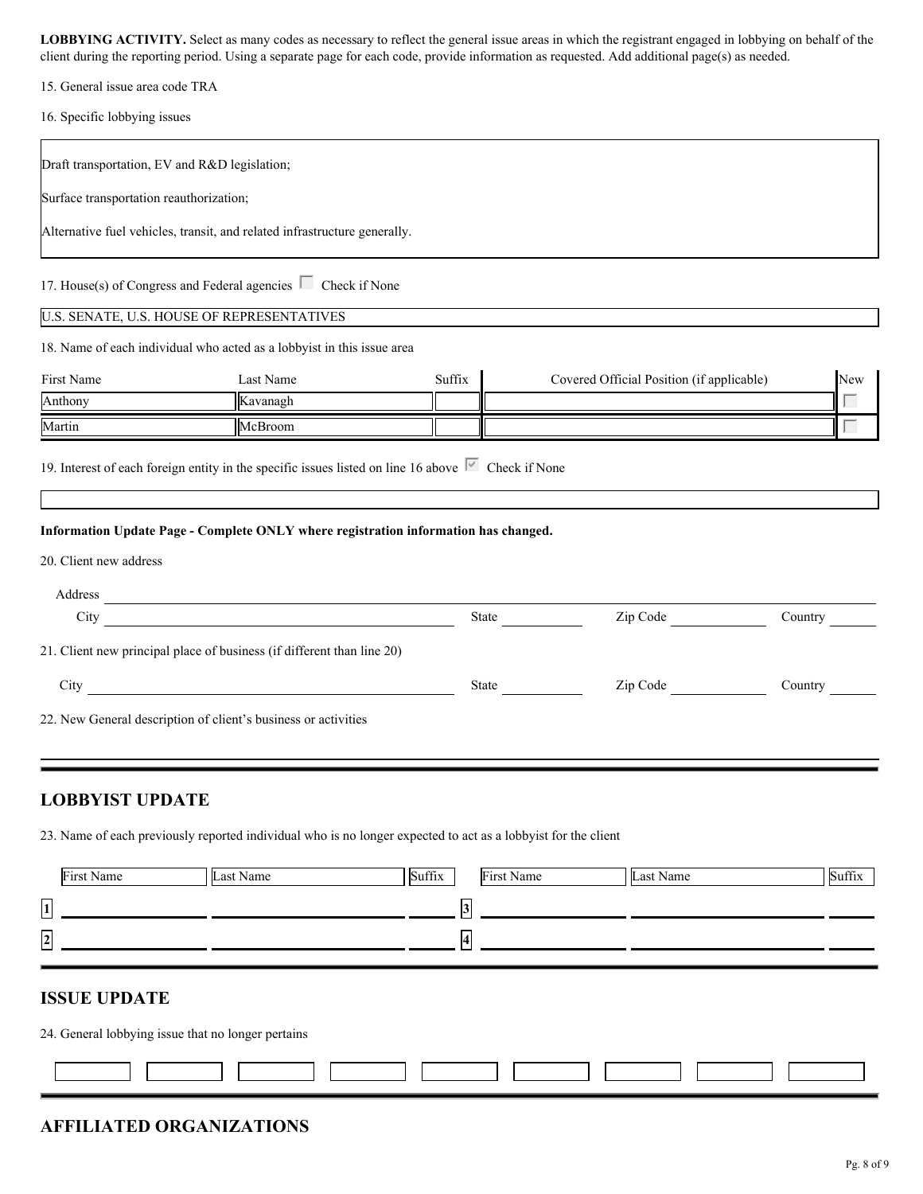**LOBBYING ACTIVITY.** Select as many codes as necessary to reflect the general issue areas in which the registrant engaged in lobbying on behalf of the client during the reporting period. Using a separate page for each code, provide information as requested. Add additional page(s) as needed.

15. General issue area code TRA

16. Specific lobbying issues

Draft transportation, EV and R&D legislation;

Surface transportation reauthorization;

Alternative fuel vehicles, transit, and related infrastructure generally.

17. House(s) of Congress and Federal agencies ☐ Check if None

U.S. SENATE, U.S. HOUSE OF REPRESENTATIVES

18. Name of each individual who acted as a lobbyist in this issue area

| First Name | Last Name | Suffix | Covered Official Position (if applicable) | New |
|---|---|---|---|---|
| Anthony | Kavanagh | | | ☐ |
| Martin | McBroom | | | ☐ |

19. Interest of each foreign entity in the specific issues listed on line 16 above ☑ Check if None

**Information Update Page - Complete ONLY where registration information has changed.**

20. Client new address

Address

City &emsp; State &emsp; Zip Code &emsp; Country

21. Client new principal place of business (if different than line 20)

City &emsp; State &emsp; Zip Code &emsp; Country

22. New General description of client's business or activities

## LOBBYIST UPDATE

23. Name of each previously reported individual who is no longer expected to act as a lobbyist for the client

| | First Name | Last Name | Suffix | | First Name | Last Name | Suffix |
|---|---|---|---|---|---|---|---|
| 1 | | | | 3 | | | |
| 2 | | | | 4 | | | |

## ISSUE UPDATE

24. General lobbying issue that no longer pertains

## AFFILIATED ORGANIZATIONS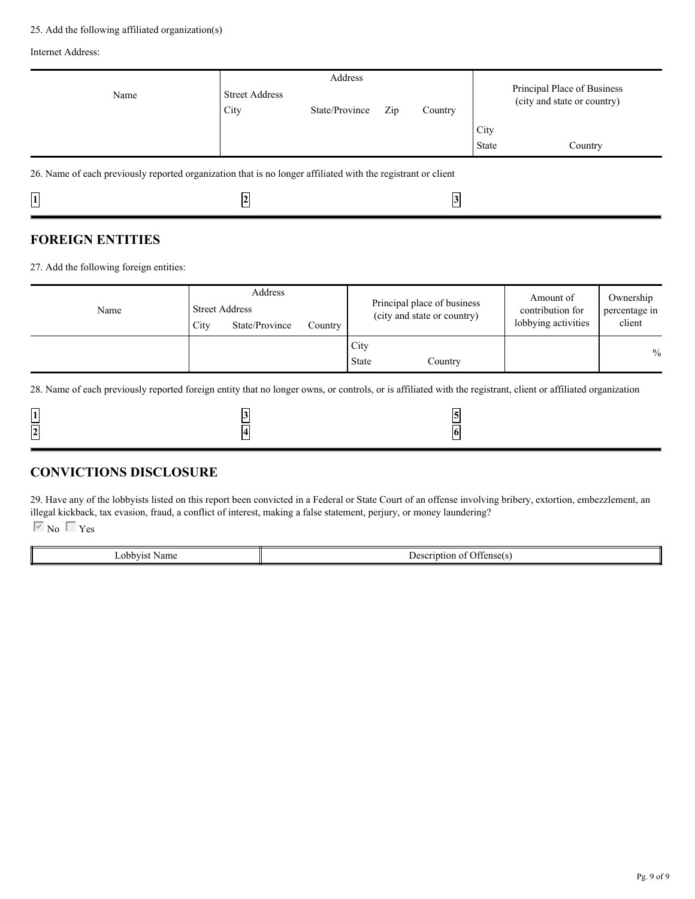25. Add the following affiliated organization(s)

Internet Address:

| Name | Address | | | | Principal Place of Business (city and state or country) | |
|---|---|---|---|---|---|---|
| | Street Address | | | | | |
| | City | State/Province | Zip | Country | | |
| | | | | | City | |
| | | | | | State | Country |

26. Name of each previously reported organization that is no longer affiliated with the registrant or client

| | | |
|---|---|---|
| 1 | 2 | 3 |

## FOREIGN ENTITIES

27. Add the following foreign entities:

| Name | Address | | | Principal place of business (city and state or country) | | Amount of contribution for lobbying activities | Ownership percentage in client |
|---|---|---|---|---|---|---|---|
| | Street Address | | | | | | |
| | City | State/Province | Country | | | | |
| | | | | City | | | % |
| | | | | State | Country | | |

28. Name of each previously reported foreign entity that no longer owns, or controls, or is affiliated with the registrant, client or affiliated organization

| | | |
|---|---|---|
| 1 | 3 | 5 |
| 2 | 4 | 6 |

## CONVICTIONS DISCLOSURE

29. Have any of the lobbyists listed on this report been convicted in a Federal or State Court of an offense involving bribery, extortion, embezzlement, an illegal kickback, tax evasion, fraud, a conflict of interest, making a false statement, perjury, or money laundering?

☑ No ☐ Yes

| Lobbyist Name | Description of Offense(s) |
|---|---|